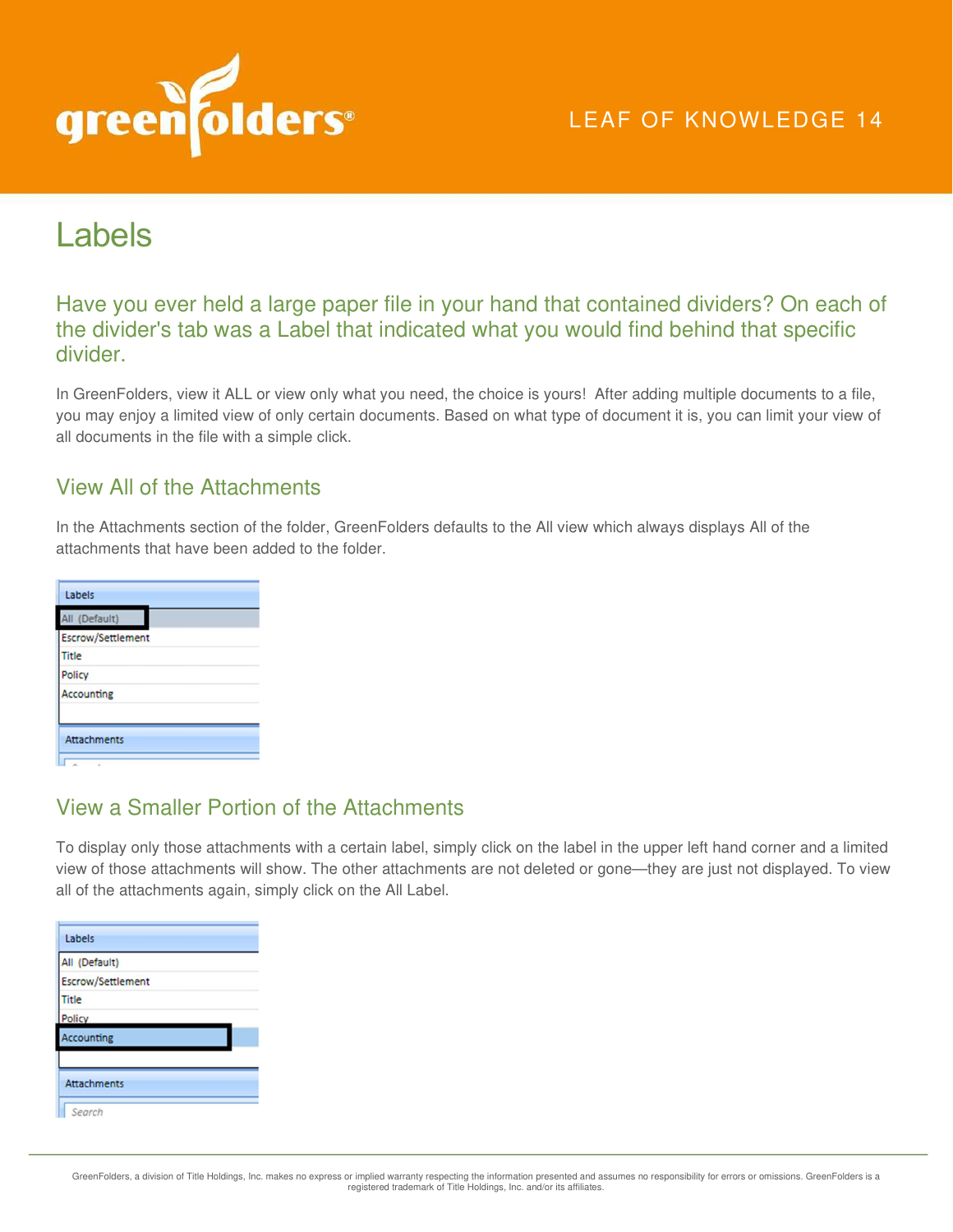# Labels

## Have you ever held a large paper file in your hand that contained dividers? On each of the divider's tab was a Label that indicated what you would find behind that specific divider.

In GreenFolders, view it ALL or view only what you need, the choice is yours! After adding multiple documents to a file, you may enjoy a limited view of only certain documents. Based on what type of document it is, you can limit your view of all documents in the file with a simple click.

### View All of the Attachments

In the Attachments section of the folder, GreenFolders defaults to the All view which always displays All of the attachments that have been added to the folder.

Labels
All (Default)
Escrow/Settlement
Title
Policy
Accounting

Attachments

### View a Smaller Portion of the Attachments

To display only those attachments with a certain label, simply click on the label in the upper left hand corner and a limited view of those attachments will show. The other attachments are not deleted or gone—they are just not displayed. To view all of the attachments again, simply click on the All Label.

Labels
All (Default)
Escrow/Settlement
Title
Policy
Accounting

Attachments
Search

GreenFolders, a division of Title Holdings, Inc. makes no express or implied warranty respecting the information presented and assumes no responsibility for errors or omissions. GreenFolders is a registered trademark of Title Holdings, Inc. and/or its affiliates.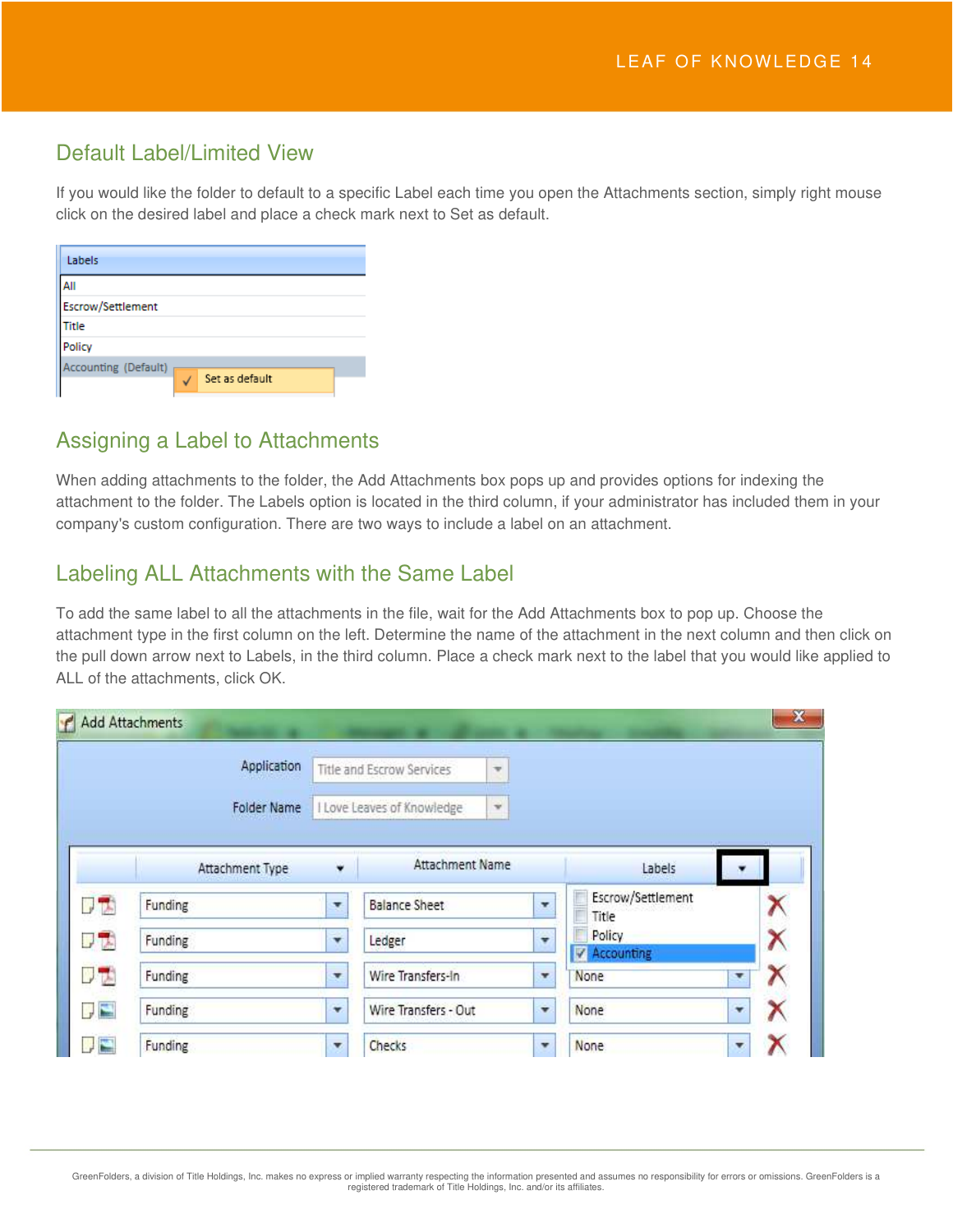## Default Label/Limited View

If you would like the folder to default to a specific Label each time you open the Attachments section, simply right mouse click on the desired label and place a check mark next to Set as default.

## Assigning a Label to Attachments

When adding attachments to the folder, the Add Attachments box pops up and provides options for indexing the attachment to the folder. The Labels option is located in the third column, if your administrator has included them in your company's custom configuration. There are two ways to include a label on an attachment.

## Labeling ALL Attachments with the Same Label

To add the same label to all the attachments in the file, wait for the Add Attachments box to pop up. Choose the attachment type in the first column on the left. Determine the name of the attachment in the next column and then click on the pull down arrow next to Labels, in the third column. Place a check mark next to the label that you would like applied to ALL of the attachments, click OK.

GreenFolders, a division of Title Holdings, Inc. makes no express or implied warranty respecting the information presented and assumes no responsibility for errors or omissions. GreenFolders is a registered trademark of Title Holdings, Inc. and/or its affiliates.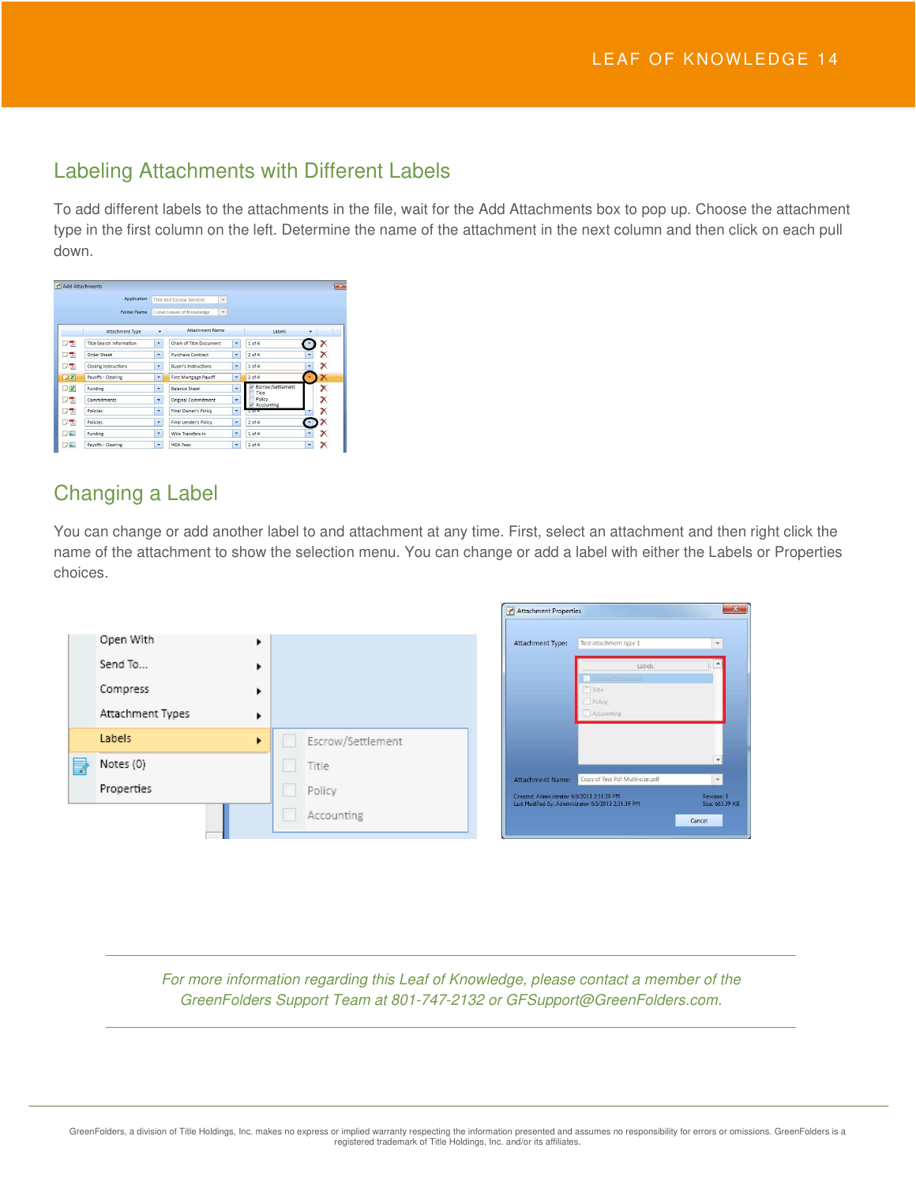## Labeling Attachments with Different Labels

To add different labels to the attachments in the file, wait for the Add Attachments box to pop up. Choose the attachment type in the first column on the left. Determine the name of the attachment in the next column and then click on each pull down.

## Changing a Label

You can change or add another label to and attachment at any time. First, select an attachment and then right click the name of the attachment to show the selection menu. You can change or add a label with either the Labels or Properties choices.

*For more information regarding this Leaf of Knowledge, please contact a member of the GreenFolders Support Team at 801-747-2132 or GFSupport@GreenFolders.com.*

GreenFolders, a division of Title Holdings, Inc. makes no express or implied warranty respecting the information presented and assumes no responsibility for errors or omissions. GreenFolders is a registered trademark of Title Holdings, Inc. and/or its affiliates.